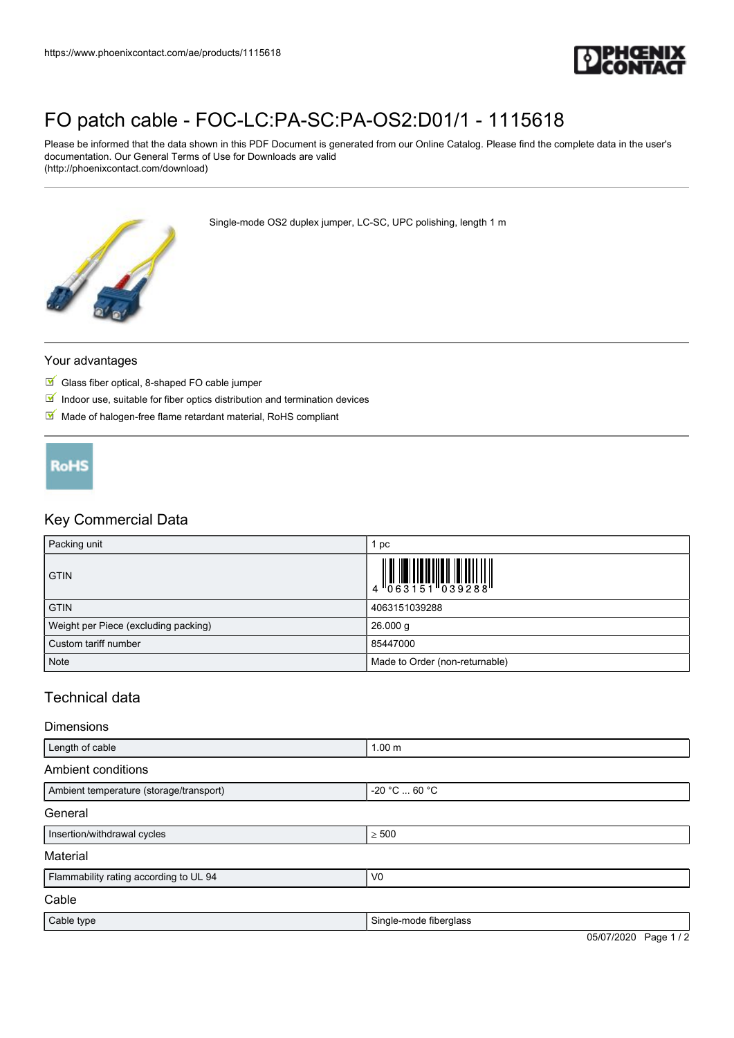https://www.phoenixcontact.com/ae/products/1115618

# FO patch cable - FOC-LC:PA-SC:PA-OS2:D01/1 - 1115618

Please be informed that the data shown in this PDF Document is generated from our Online Catalog. Please find the complete data in the user's documentation. Our General Terms of Use for Downloads are valid (http://phoenixcontact.com/download)

Single-mode OS2 duplex jumper, LC-SC, UPC polishing, length 1 m

## Your advantages

- Glass fiber optical, 8-shaped FO cable jumper
- Indoor use, suitable for fiber optics distribution and termination devices
- Made of halogen-free flame retardant material, RoHS compliant

RoHS

## Key Commercial Data

| | |
|---|---|
| Packing unit | 1 pc |
| GTIN | 4 063151 039288 |
| GTIN | 4063151039288 |
| Weight per Piece (excluding packing) | 26.000 g |
| Custom tariff number | 85447000 |
| Note | Made to Order (non-returnable) |

## Technical data

### Dimensions

| | |
|---|---|
| Length of cable | 1.00 m |

### Ambient conditions

| | |
|---|---|
| Ambient temperature (storage/transport) | -20 °C ... 60 °C |

### General

| | |
|---|---|
| Insertion/withdrawal cycles | ≥ 500 |

### Material

| | |
|---|---|
| Flammability rating according to UL 94 | V0 |

### Cable

| | |
|---|---|
| Cable type | Single-mode fiberglass |

05/07/2020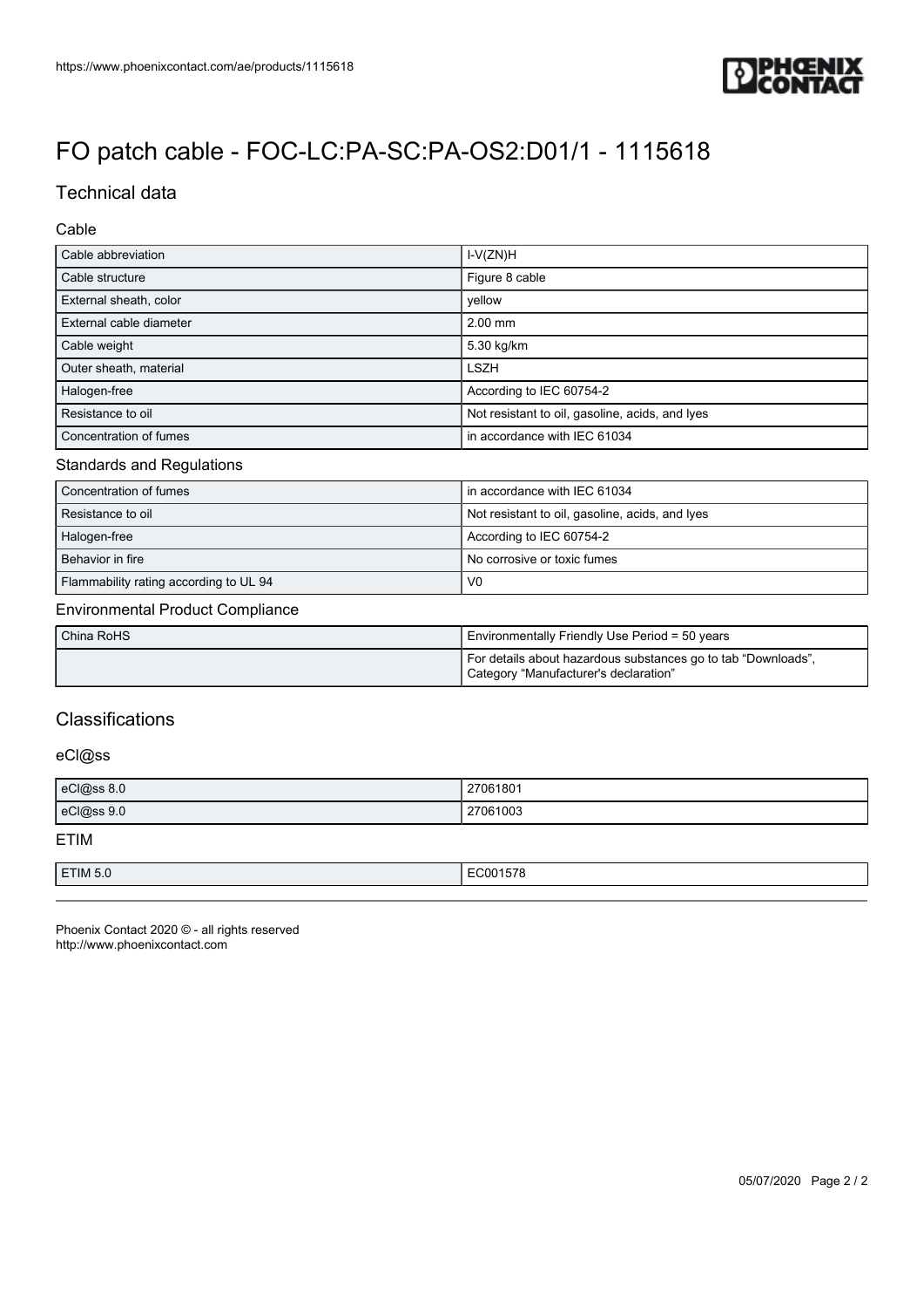# FO patch cable - FOC-LC:PA-SC:PA-OS2:D01/1 - 1115618

## Technical data

### Cable

| | |
|---|---|
| Cable abbreviation | I-V(ZN)H |
| Cable structure | Figure 8 cable |
| External sheath, color | yellow |
| External cable diameter | 2.00 mm |
| Cable weight | 5.30 kg/km |
| Outer sheath, material | LSZH |
| Halogen-free | According to IEC 60754-2 |
| Resistance to oil | Not resistant to oil, gasoline, acids, and lyes |
| Concentration of fumes | in accordance with IEC 61034 |

### Standards and Regulations

| | |
|---|---|
| Concentration of fumes | in accordance with IEC 61034 |
| Resistance to oil | Not resistant to oil, gasoline, acids, and lyes |
| Halogen-free | According to IEC 60754-2 |
| Behavior in fire | No corrosive or toxic fumes |
| Flammability rating according to UL 94 | V0 |

### Environmental Product Compliance

| | |
|---|---|
| China RoHS | Environmentally Friendly Use Period = 50 years |
| | For details about hazardous substances go to tab "Downloads", Category "Manufacturer's declaration" |

## Classifications

### eCl@ss

| | |
|---|---|
| eCl@ss 8.0 | 27061801 |
| eCl@ss 9.0 | 27061003 |

### ETIM

| | |
|---|---|
| ETIM 5.0 | EC001578 |

Phoenix Contact 2020 © - all rights reserved
http://www.phoenixcontact.com